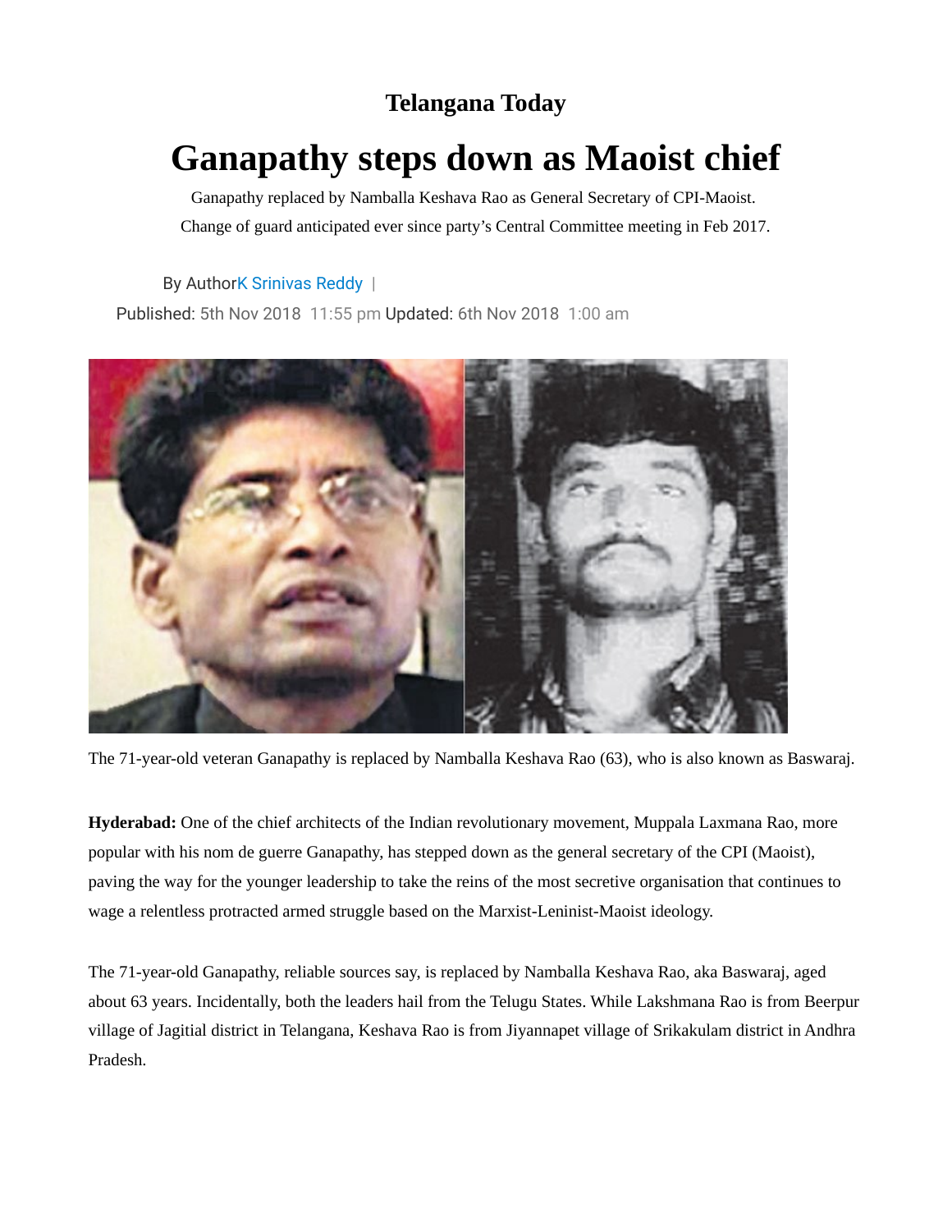**Telangana Today**

# Ganapathy steps down as Maoist chief

Ganapathy replaced by Namballa Keshava Rao as General Secretary of CPI-Maoist.
Change of guard anticipated ever since party's Central Committee meeting in Feb 2017.

By AuthorK Srinivas Reddy |
Published: 5th Nov 2018 11:55 pm Updated: 6th Nov 2018 1:00 am

The 71-year-old veteran Ganapathy is replaced by Namballa Keshava Rao (63), who is also known as Baswaraj.

**Hyderabad:** One of the chief architects of the Indian revolutionary movement, Muppala Laxmana Rao, more popular with his nom de guerre Ganapathy, has stepped down as the general secretary of the CPI (Maoist), paving the way for the younger leadership to take the reins of the most secretive organisation that continues to wage a relentless protracted armed struggle based on the Marxist-Leninist-Maoist ideology.

The 71-year-old Ganapathy, reliable sources say, is replaced by Namballa Keshava Rao, aka Baswaraj, aged about 63 years. Incidentally, both the leaders hail from the Telugu States. While Lakshmana Rao is from Beerpur village of Jagitial district in Telangana, Keshava Rao is from Jiyannapet village of Srikakulam district in Andhra Pradesh.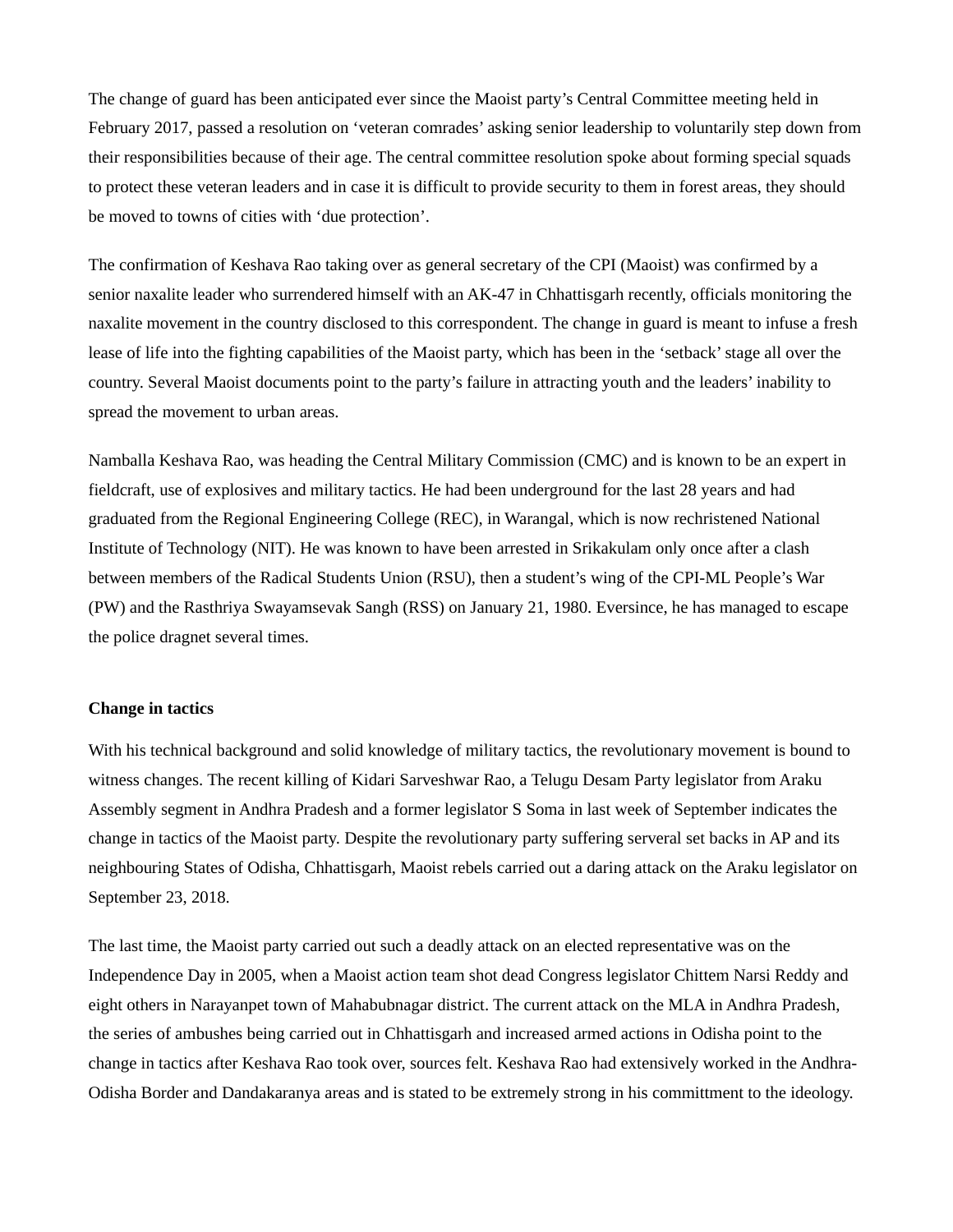The change of guard has been anticipated ever since the Maoist party's Central Committee meeting held in February 2017, passed a resolution on 'veteran comrades' asking senior leadership to voluntarily step down from their responsibilities because of their age. The central committee resolution spoke about forming special squads to protect these veteran leaders and in case it is difficult to provide security to them in forest areas, they should be moved to towns of cities with 'due protection'.

The confirmation of Keshava Rao taking over as general secretary of the CPI (Maoist) was confirmed by a senior naxalite leader who surrendered himself with an AK-47 in Chhattisgarh recently, officials monitoring the naxalite movement in the country disclosed to this correspondent. The change in guard is meant to infuse a fresh lease of life into the fighting capabilities of the Maoist party, which has been in the 'setback' stage all over the country. Several Maoist documents point to the party's failure in attracting youth and the leaders' inability to spread the movement to urban areas.

Namballa Keshava Rao, was heading the Central Military Commission (CMC) and is known to be an expert in fieldcraft, use of explosives and military tactics. He had been underground for the last 28 years and had graduated from the Regional Engineering College (REC), in Warangal, which is now rechristened National Institute of Technology (NIT). He was known to have been arrested in Srikakulam only once after a clash between members of the Radical Students Union (RSU), then a student's wing of the CPI-ML People's War (PW) and the Rasthriya Swayamsevak Sangh (RSS) on January 21, 1980. Eversince, he has managed to escape the police dragnet several times.

**Change in tactics**

With his technical background and solid knowledge of military tactics, the revolutionary movement is bound to witness changes. The recent killing of Kidari Sarveshwar Rao, a Telugu Desam Party legislator from Araku Assembly segment in Andhra Pradesh and a former legislator S Soma in last week of September indicates the change in tactics of the Maoist party. Despite the revolutionary party suffering serveral set backs in AP and its neighbouring States of Odisha, Chhattisgarh, Maoist rebels carried out a daring attack on the Araku legislator on September 23, 2018.

The last time, the Maoist party carried out such a deadly attack on an elected representative was on the Independence Day in 2005, when a Maoist action team shot dead Congress legislator Chittem Narsi Reddy and eight others in Narayanpet town of Mahabubnagar district. The current attack on the MLA in Andhra Pradesh, the series of ambushes being carried out in Chhattisgarh and increased armed actions in Odisha point to the change in tactics after Keshava Rao took over, sources felt. Keshava Rao had extensively worked in the Andhra-Odisha Border and Dandakaranya areas and is stated to be extremely strong in his committment to the ideology.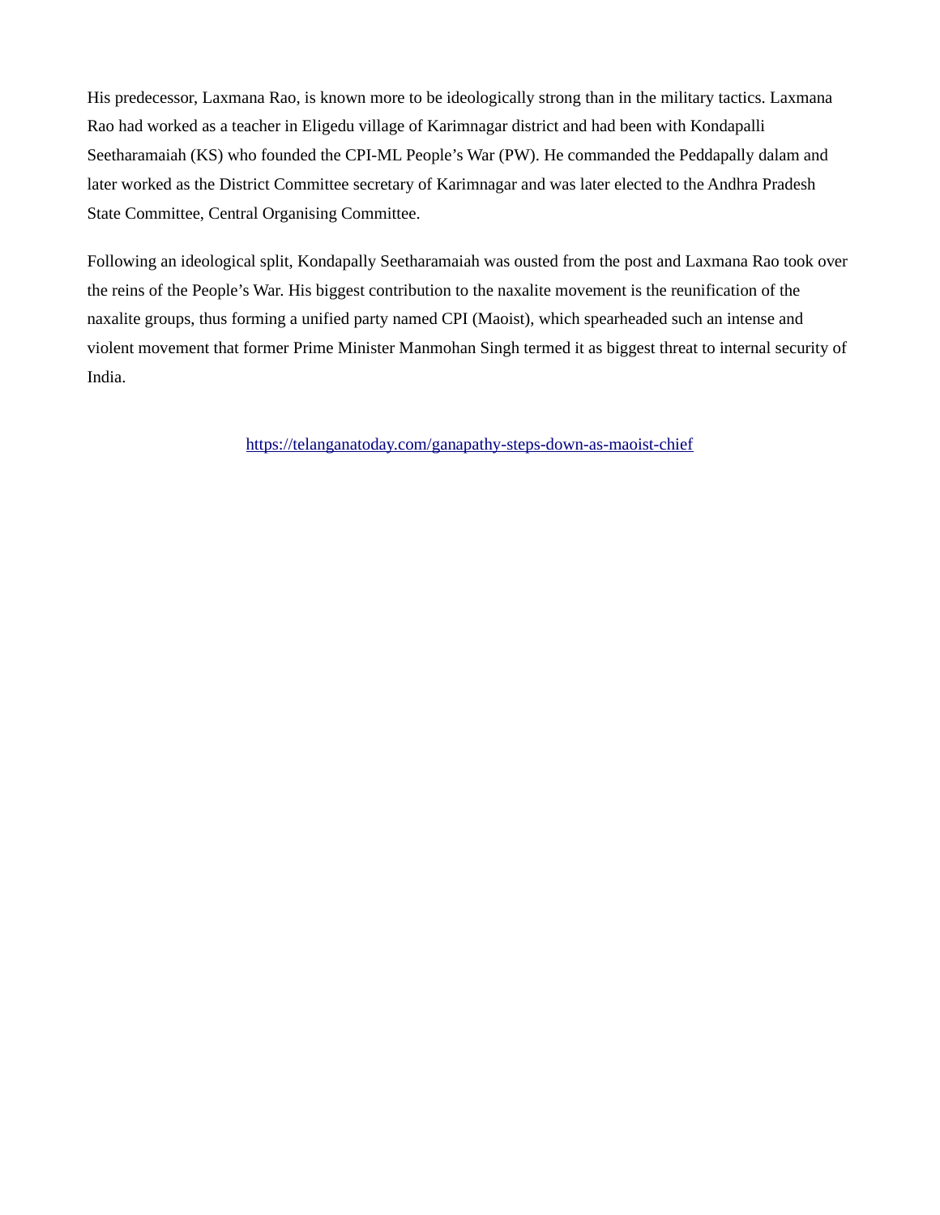His predecessor, Laxmana Rao, is known more to be ideologically strong than in the military tactics. Laxmana Rao had worked as a teacher in Eligedu village of Karimnagar district and had been with Kondapalli Seetharamaiah (KS) who founded the CPI-ML People's War (PW). He commanded the Peddapally dalam and later worked as the District Committee secretary of Karimnagar and was later elected to the Andhra Pradesh State Committee, Central Organising Committee.

Following an ideological split, Kondapally Seetharamaiah was ousted from the post and Laxmana Rao took over the reins of the People's War. His biggest contribution to the naxalite movement is the reunification of the naxalite groups, thus forming a unified party named CPI (Maoist), which spearheaded such an intense and violent movement that former Prime Minister Manmohan Singh termed it as biggest threat to internal security of India.

https://telanganatoday.com/ganapathy-steps-down-as-maoist-chief